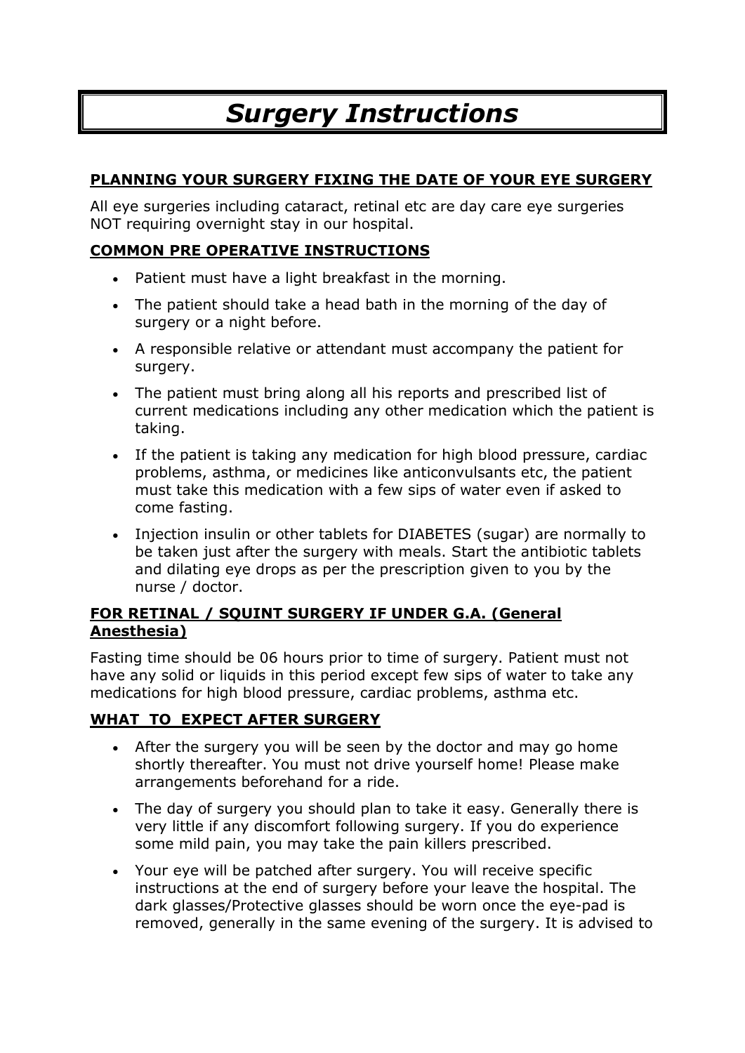# *Surgery Instructions*

## PLANNING YOUR SURGERY FIXING THE DATE OF YOUR EYE SURGERY

All eye surgeries including cataract, retinal etc are day care eye surgeries NOT requiring overnight stay in our hospital.

## COMMON PRE OPERATIVE INSTRUCTIONS

- Patient must have a light breakfast in the morning.
- The patient should take a head bath in the morning of the day of surgery or a night before.
- A responsible relative or attendant must accompany the patient for surgery.
- The patient must bring along all his reports and prescribed list of current medications including any other medication which the patient is taking.
- If the patient is taking any medication for high blood pressure, cardiac problems, asthma, or medicines like anticonvulsants etc, the patient must take this medication with a few sips of water even if asked to come fasting.
- Injection insulin or other tablets for DIABETES (sugar) are normally to be taken just after the surgery with meals. Start the antibiotic tablets and dilating eye drops as per the prescription given to you by the nurse / doctor.

## FOR RETINAL / SQUINT SURGERY IF UNDER G.A. (General Anesthesia)

Fasting time should be 06 hours prior to time of surgery. Patient must not have any solid or liquids in this period except few sips of water to take any medications for high blood pressure, cardiac problems, asthma etc.

## WHAT TO EXPECT AFTER SURGERY

- After the surgery you will be seen by the doctor and may go home shortly thereafter. You must not drive yourself home! Please make arrangements beforehand for a ride.
- The day of surgery you should plan to take it easy. Generally there is very little if any discomfort following surgery. If you do experience some mild pain, you may take the pain killers prescribed.
- Your eye will be patched after surgery. You will receive specific instructions at the end of surgery before your leave the hospital. The dark glasses/Protective glasses should be worn once the eye-pad is removed, generally in the same evening of the surgery. It is advised to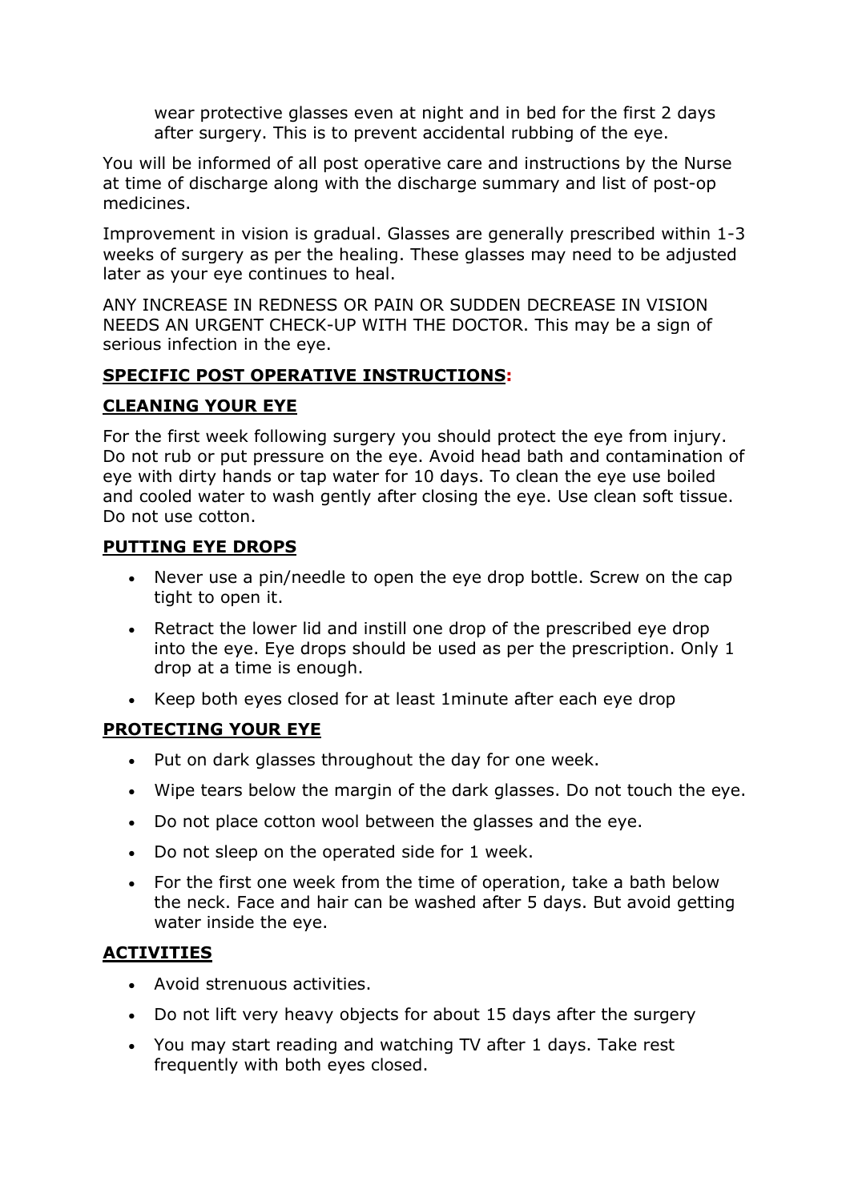wear protective glasses even at night and in bed for the first 2 days after surgery. This is to prevent accidental rubbing of the eye.

You will be informed of all post operative care and instructions by the Nurse at time of discharge along with the discharge summary and list of post-op medicines.

Improvement in vision is gradual. Glasses are generally prescribed within 1-3 weeks of surgery as per the healing. These glasses may need to be adjusted later as your eye continues to heal.

ANY INCREASE IN REDNESS OR PAIN OR SUDDEN DECREASE IN VISION NEEDS AN URGENT CHECK-UP WITH THE DOCTOR. This may be a sign of serious infection in the eye.

## **SPECIFIC POST OPERATIVE INSTRUCTIONS:**

### **CLEANING YOUR EYE**

For the first week following surgery you should protect the eye from injury. Do not rub or put pressure on the eye. Avoid head bath and contamination of eye with dirty hands or tap water for 10 days. To clean the eye use boiled and cooled water to wash gently after closing the eye. Use clean soft tissue. Do not use cotton.

### **PUTTING EYE DROPS**

- Never use a pin/needle to open the eye drop bottle. Screw on the cap tight to open it.
- Retract the lower lid and instill one drop of the prescribed eye drop into the eye. Eye drops should be used as per the prescription. Only 1 drop at a time is enough.
- Keep both eyes closed for at least 1minute after each eye drop

### **PROTECTING YOUR EYE**

- Put on dark glasses throughout the day for one week.
- Wipe tears below the margin of the dark glasses. Do not touch the eye.
- Do not place cotton wool between the glasses and the eye.
- Do not sleep on the operated side for 1 week.
- For the first one week from the time of operation, take a bath below the neck. Face and hair can be washed after 5 days. But avoid getting water inside the eye.

### **ACTIVITIES**

- Avoid strenuous activities.
- Do not lift very heavy objects for about 15 days after the surgery
- You may start reading and watching TV after 1 days. Take rest frequently with both eyes closed.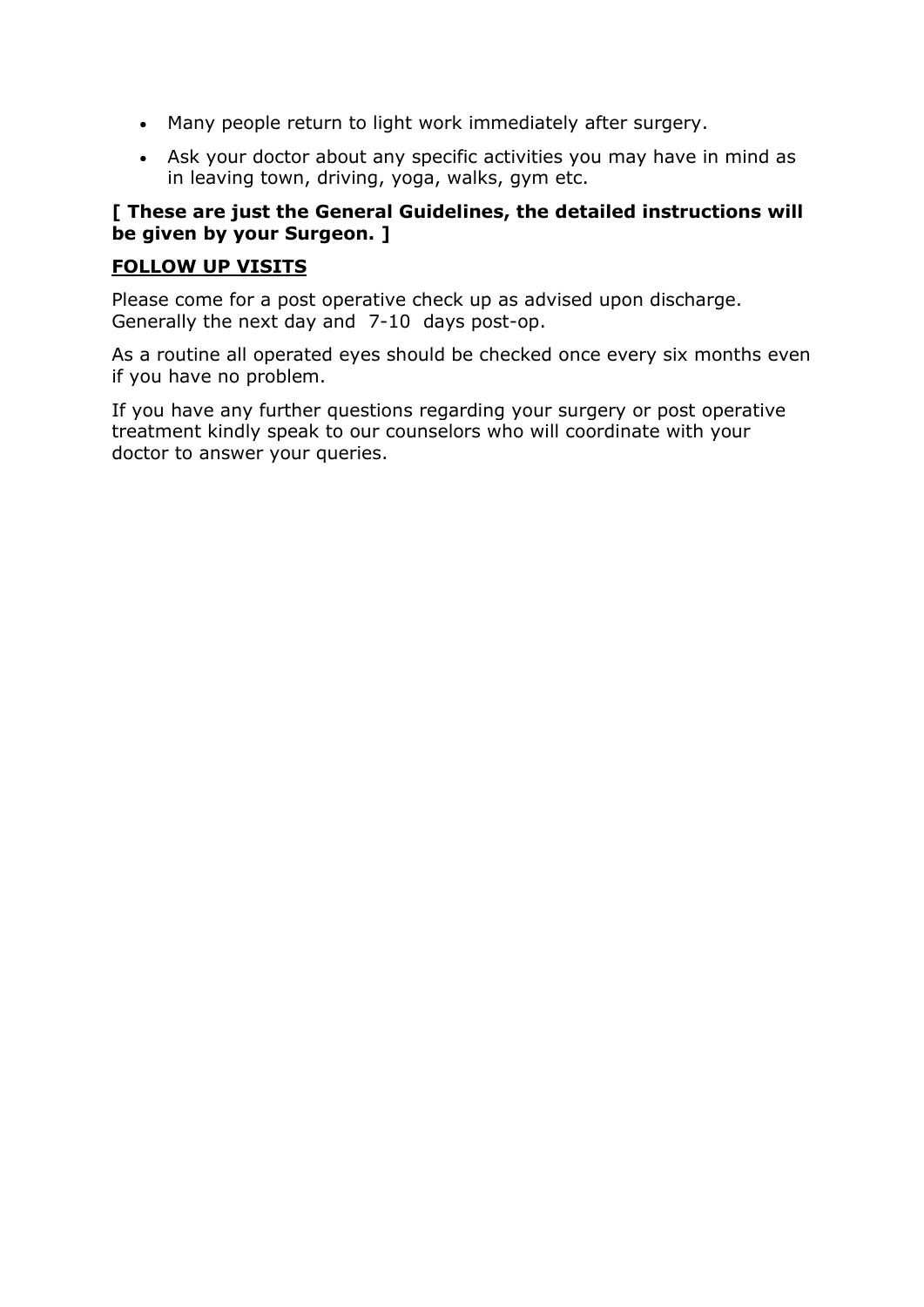- Many people return to light work immediately after surgery.
- Ask your doctor about any specific activities you may have in mind as in leaving town, driving, yoga, walks, gym etc.

**[ These are just the General Guidelines, the detailed instructions will be given by your Surgeon. ]**

## FOLLOW UP VISITS

Please come for a post operative check up as advised upon discharge. Generally the next day and 7-10 days post-op.

As a routine all operated eyes should be checked once every six months even if you have no problem.

If you have any further questions regarding your surgery or post operative treatment kindly speak to our counselors who will coordinate with your doctor to answer your queries.